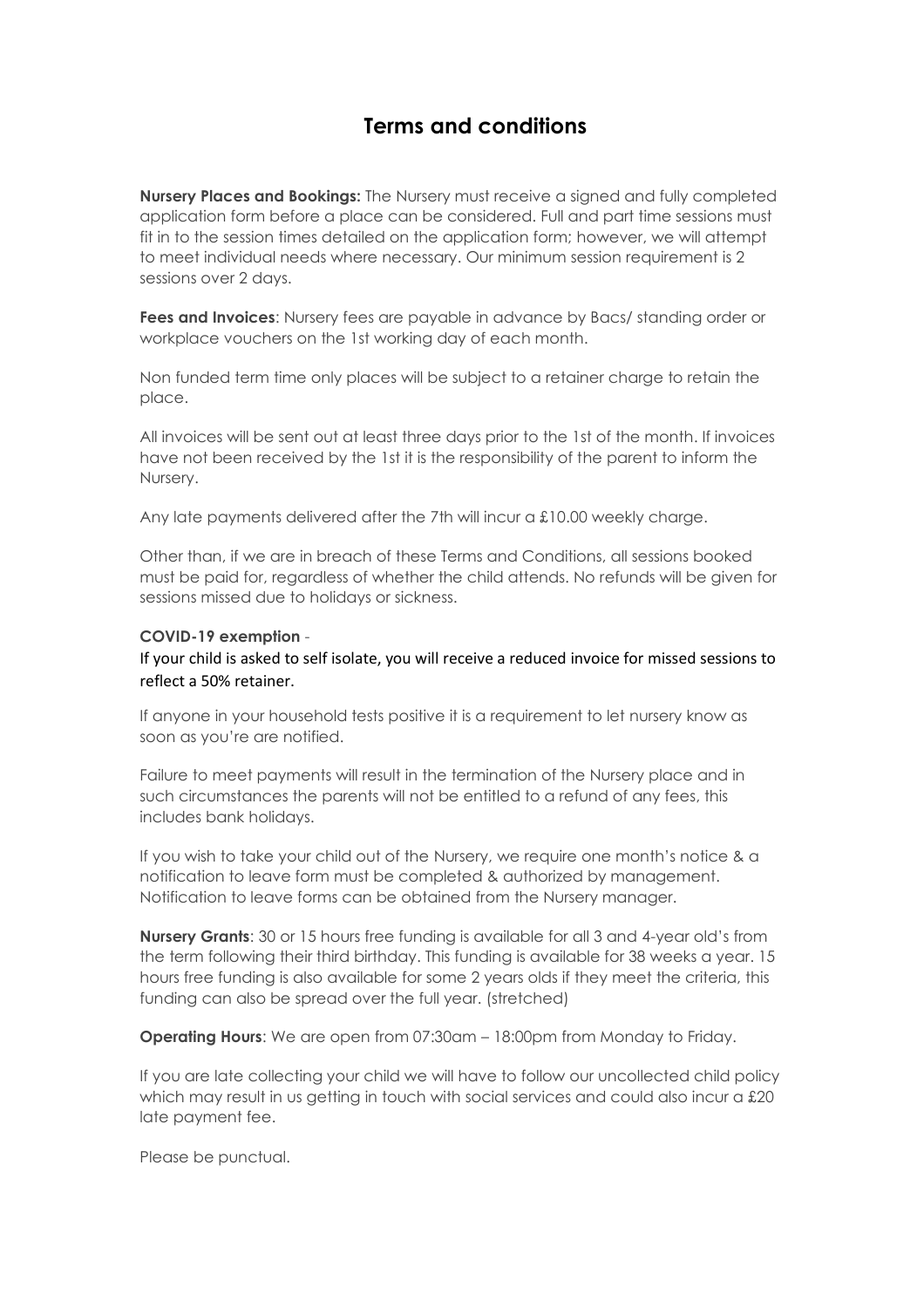# Terms and conditions

**Nursery Places and Bookings:** The Nursery must receive a signed and fully completed application form before a place can be considered. Full and part time sessions must fit in to the session times detailed on the application form; however, we will attempt to meet individual needs where necessary. Our minimum session requirement is 2 sessions over 2 days.

**Fees and Invoices**: Nursery fees are payable in advance by Bacs/ standing order or workplace vouchers on the 1st working day of each month.

Non funded term time only places will be subject to a retainer charge to retain the place.

All invoices will be sent out at least three days prior to the 1st of the month. If invoices have not been received by the 1st it is the responsibility of the parent to inform the Nursery.

Any late payments delivered after the 7th will incur a £10.00 weekly charge.

Other than, if we are in breach of these Terms and Conditions, all sessions booked must be paid for, regardless of whether the child attends. No refunds will be given for sessions missed due to holidays or sickness.

**COVID-19 exemption** -

If your child is asked to self isolate, you will receive a reduced invoice for missed sessions to reflect a 50% retainer.

If anyone in your household tests positive it is a requirement to let nursery know as soon as you're are notified.

Failure to meet payments will result in the termination of the Nursery place and in such circumstances the parents will not be entitled to a refund of any fees, this includes bank holidays.

If you wish to take your child out of the Nursery, we require one month's notice & a notification to leave form must be completed & authorized by management. Notification to leave forms can be obtained from the Nursery manager.

**Nursery Grants**: 30 or 15 hours free funding is available for all 3 and 4-year old's from the term following their third birthday. This funding is available for 38 weeks a year. 15 hours free funding is also available for some 2 years olds if they meet the criteria, this funding can also be spread over the full year. (stretched)

**Operating Hours**: We are open from 07:30am – 18:00pm from Monday to Friday.

If you are late collecting your child we will have to follow our uncollected child policy which may result in us getting in touch with social services and could also incur a £20 late payment fee.

Please be punctual.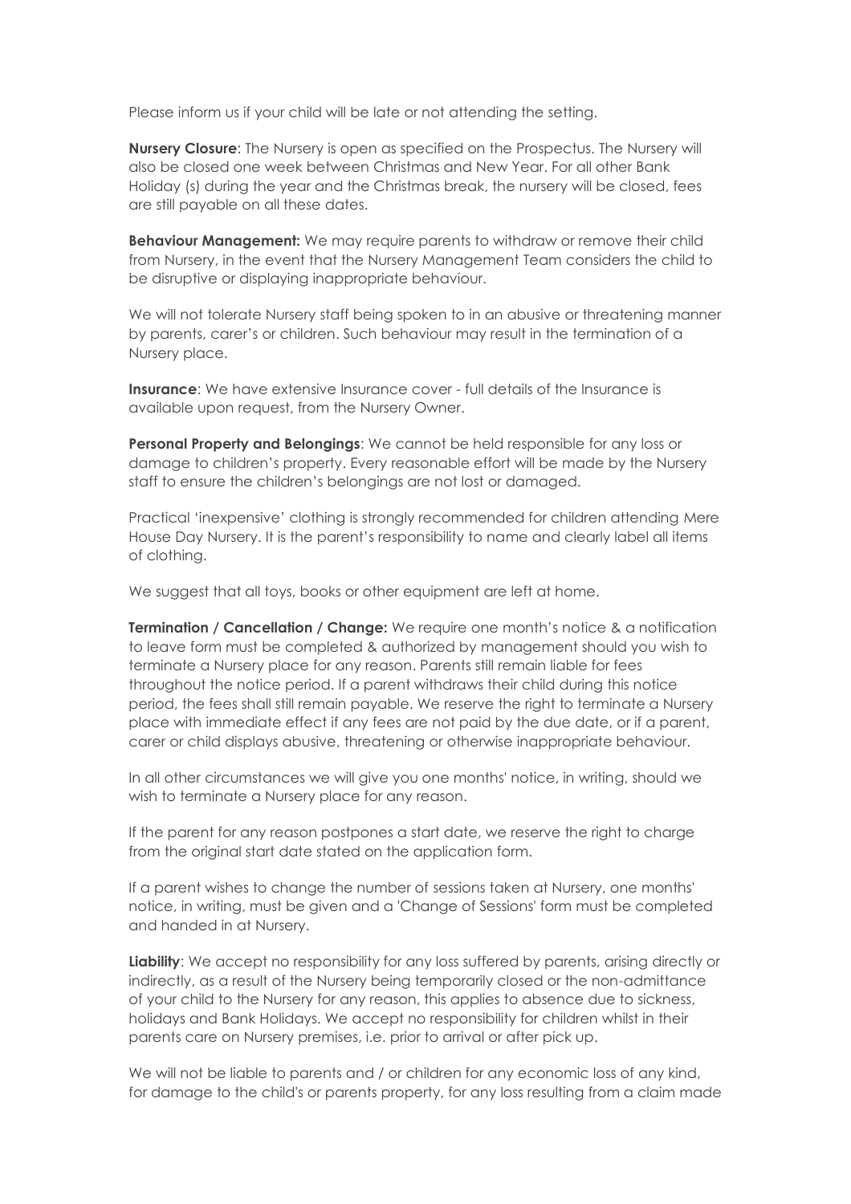Please inform us if your child will be late or not attending the setting.

**Nursery Closure**: The Nursery is open as specified on the Prospectus. The Nursery will also be closed one week between Christmas and New Year. For all other Bank Holiday (s) during the year and the Christmas break, the nursery will be closed, fees are still payable on all these dates.

**Behaviour Management:** We may require parents to withdraw or remove their child from Nursery, in the event that the Nursery Management Team considers the child to be disruptive or displaying inappropriate behaviour.

We will not tolerate Nursery staff being spoken to in an abusive or threatening manner by parents, carer's or children. Such behaviour may result in the termination of a Nursery place.

**Insurance**: We have extensive Insurance cover - full details of the Insurance is available upon request, from the Nursery Owner.

**Personal Property and Belongings**: We cannot be held responsible for any loss or damage to children's property. Every reasonable effort will be made by the Nursery staff to ensure the children's belongings are not lost or damaged.

Practical 'inexpensive' clothing is strongly recommended for children attending Mere House Day Nursery. It is the parent's responsibility to name and clearly label all items of clothing.

We suggest that all toys, books or other equipment are left at home.

**Termination / Cancellation / Change:** We require one month's notice & a notification to leave form must be completed & authorized by management should you wish to terminate a Nursery place for any reason. Parents still remain liable for fees throughout the notice period. If a parent withdraws their child during this notice period, the fees shall still remain payable. We reserve the right to terminate a Nursery place with immediate effect if any fees are not paid by the due date, or if a parent, carer or child displays abusive, threatening or otherwise inappropriate behaviour.

In all other circumstances we will give you one months' notice, in writing, should we wish to terminate a Nursery place for any reason.

If the parent for any reason postpones a start date, we reserve the right to charge from the original start date stated on the application form.

If a parent wishes to change the number of sessions taken at Nursery, one months' notice, in writing, must be given and a 'Change of Sessions' form must be completed and handed in at Nursery.

**Liability**: We accept no responsibility for any loss suffered by parents, arising directly or indirectly, as a result of the Nursery being temporarily closed or the non-admittance of your child to the Nursery for any reason, this applies to absence due to sickness, holidays and Bank Holidays. We accept no responsibility for children whilst in their parents care on Nursery premises, i.e. prior to arrival or after pick up.

We will not be liable to parents and / or children for any economic loss of any kind, for damage to the child's or parents property, for any loss resulting from a claim made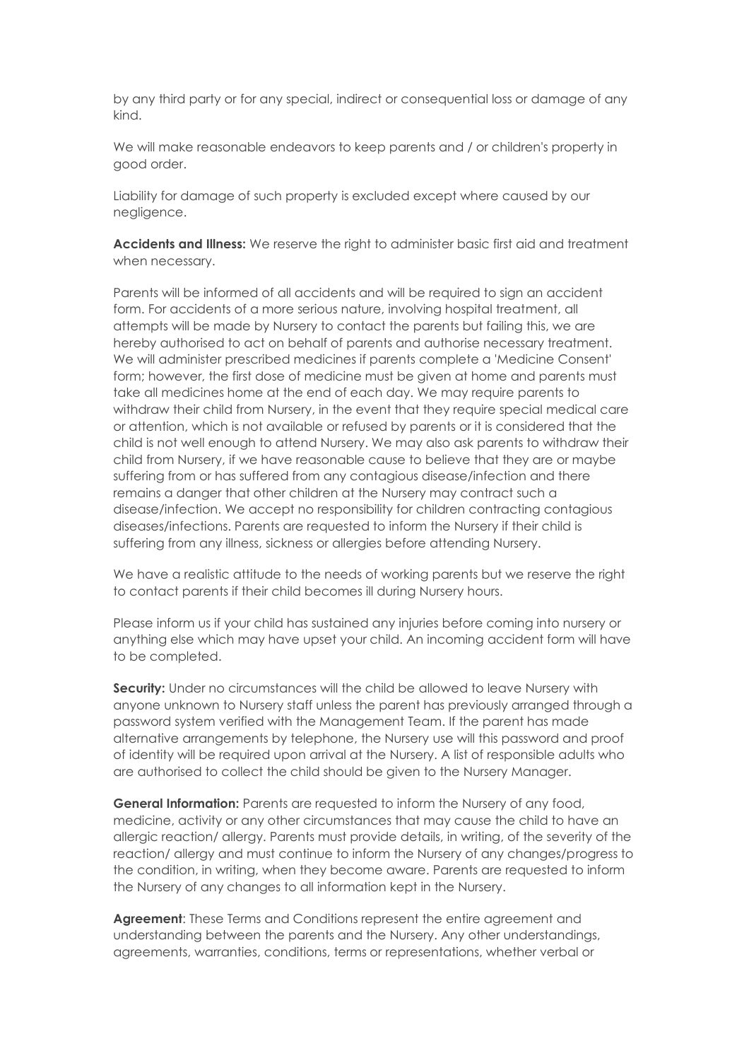by any third party or for any special, indirect or consequential loss or damage of any kind.

We will make reasonable endeavors to keep parents and / or children's property in good order.

Liability for damage of such property is excluded except where caused by our negligence.

**Accidents and Illness:** We reserve the right to administer basic first aid and treatment when necessary.

Parents will be informed of all accidents and will be required to sign an accident form. For accidents of a more serious nature, involving hospital treatment, all attempts will be made by Nursery to contact the parents but failing this, we are hereby authorised to act on behalf of parents and authorise necessary treatment. We will administer prescribed medicines if parents complete a 'Medicine Consent' form; however, the first dose of medicine must be given at home and parents must take all medicines home at the end of each day. We may require parents to withdraw their child from Nursery, in the event that they require special medical care or attention, which is not available or refused by parents or it is considered that the child is not well enough to attend Nursery. We may also ask parents to withdraw their child from Nursery, if we have reasonable cause to believe that they are or maybe suffering from or has suffered from any contagious disease/infection and there remains a danger that other children at the Nursery may contract such a disease/infection. We accept no responsibility for children contracting contagious diseases/infections. Parents are requested to inform the Nursery if their child is suffering from any illness, sickness or allergies before attending Nursery.

We have a realistic attitude to the needs of working parents but we reserve the right to contact parents if their child becomes ill during Nursery hours.

Please inform us if your child has sustained any injuries before coming into nursery or anything else which may have upset your child. An incoming accident form will have to be completed.

**Security:** Under no circumstances will the child be allowed to leave Nursery with anyone unknown to Nursery staff unless the parent has previously arranged through a password system verified with the Management Team. If the parent has made alternative arrangements by telephone, the Nursery use will this password and proof of identity will be required upon arrival at the Nursery. A list of responsible adults who are authorised to collect the child should be given to the Nursery Manager.

**General Information:** Parents are requested to inform the Nursery of any food, medicine, activity or any other circumstances that may cause the child to have an allergic reaction/ allergy. Parents must provide details, in writing, of the severity of the reaction/ allergy and must continue to inform the Nursery of any changes/progress to the condition, in writing, when they become aware. Parents are requested to inform the Nursery of any changes to all information kept in the Nursery.

**Agreement**: These Terms and Conditions represent the entire agreement and understanding between the parents and the Nursery. Any other understandings, agreements, warranties, conditions, terms or representations, whether verbal or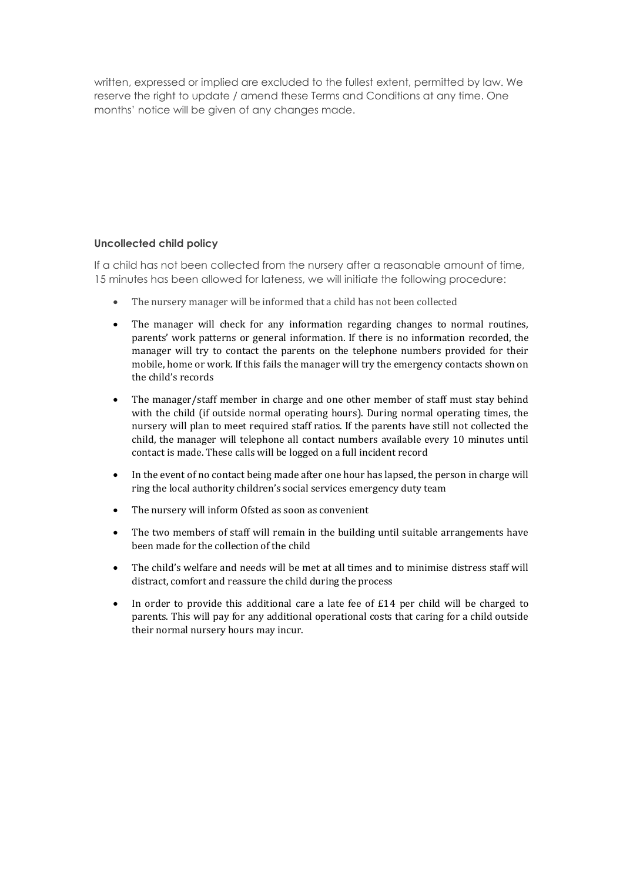written, expressed or implied are excluded to the fullest extent, permitted by law. We reserve the right to update / amend these Terms and Conditions at any time. One months' notice will be given of any changes made.

**Uncollected child policy**

If a child has not been collected from the nursery after a reasonable amount of time, 15 minutes has been allowed for lateness, we will initiate the following procedure:

- The nursery manager will be informed that a child has not been collected
- The manager will check for any information regarding changes to normal routines, parents' work patterns or general information. If there is no information recorded, the manager will try to contact the parents on the telephone numbers provided for their mobile, home or work. If this fails the manager will try the emergency contacts shown on the child's records
- The manager/staff member in charge and one other member of staff must stay behind with the child (if outside normal operating hours). During normal operating times, the nursery will plan to meet required staff ratios. If the parents have still not collected the child, the manager will telephone all contact numbers available every 10 minutes until contact is made. These calls will be logged on a full incident record
- In the event of no contact being made after one hour has lapsed, the person in charge will ring the local authority children's social services emergency duty team
- The nursery will inform Ofsted as soon as convenient
- The two members of staff will remain in the building until suitable arrangements have been made for the collection of the child
- The child's welfare and needs will be met at all times and to minimise distress staff will distract, comfort and reassure the child during the process
- In order to provide this additional care a late fee of £14 per child will be charged to parents. This will pay for any additional operational costs that caring for a child outside their normal nursery hours may incur.